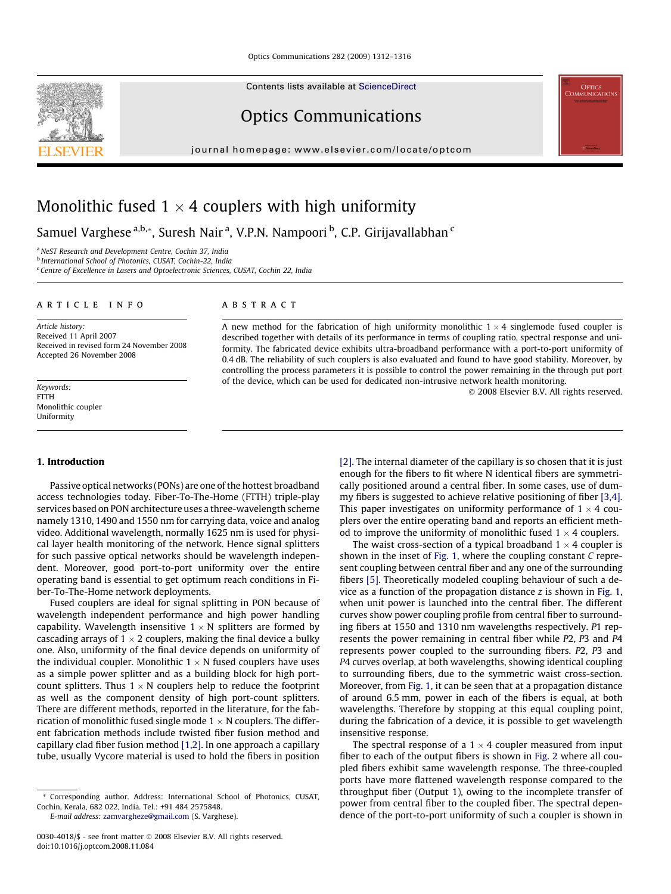# Monolithic fused 1 × 4 couplers with high uniformity

Samuel Varghese [a,b,*], Suresh Nair [a], V.P.N. Nampoori [b], C.P. Girijavallabhan [c]

[a] NeST Research and Development Centre, Cochin 37, India
[b] International School of Photonics, CUSAT, Cochin-22, India
[c] Centre of Excellence in Lasers and Optoelectronic Sciences, CUSAT, Cochin 22, India

**ARTICLE INFO**

*Article history:*
Received 11 April 2007
Received in revised form 24 November 2008
Accepted 26 November 2008

*Keywords:*
FTTH
Monolithic coupler
Uniformity

**ABSTRACT**

A new method for the fabrication of high uniformity monolithic 1 × 4 singlemode fused coupler is described together with details of its performance in terms of coupling ratio, spectral response and uniformity. The fabricated device exhibits ultra-broadband performance with a port-to-port uniformity of 0.4 dB. The reliability of such couplers is also evaluated and found to have good stability. Moreover, by controlling the process parameters it is possible to control the power remaining in the through put port of the device, which can be used for dedicated non-intrusive network health monitoring.

© 2008 Elsevier B.V. All rights reserved.

## 1. Introduction

Passive optical networks (PONs) are one of the hottest broadband access technologies today. Fiber-To-The-Home (FTTH) triple-play services based on PON architecture uses a three-wavelength scheme namely 1310, 1490 and 1550 nm for carrying data, voice and analog video. Additional wavelength, normally 1625 nm is used for physical layer health monitoring of the network. Hence signal splitters for such passive optical networks should be wavelength independent. Moreover, good port-to-port uniformity over the entire operating band is essential to get optimum reach conditions in Fiber-To-The-Home network deployments.

Fused couplers are ideal for signal splitting in PON because of wavelength independent performance and high power handling capability. Wavelength insensitive 1 × N splitters are formed by cascading arrays of 1 × 2 couplers, making the final device a bulky one. Also, uniformity of the final device depends on uniformity of the individual coupler. Monolithic 1 × N fused couplers have uses as a simple power splitter and as a building block for high port-count splitters. Thus 1 × N couplers help to reduce the footprint as well as the component density of high port-count splitters. There are different methods, reported in the literature, for the fabrication of monolithic fused single mode 1 × N couplers. The different fabrication methods include twisted fiber fusion method and capillary clad fiber fusion method [1,2]. In one approach a capillary tube, usually Vycore material is used to hold the fibers in position [2]. The internal diameter of the capillary is so chosen that it is just enough for the fibers to fit where N identical fibers are symmetrically positioned around a central fiber. In some cases, use of dummy fibers is suggested to achieve relative positioning of fiber [3,4]. This paper investigates on uniformity performance of 1 × 4 couplers over the entire operating band and reports an efficient method to improve the uniformity of monolithic fused 1 × 4 couplers.

The waist cross-section of a typical broadband 1 × 4 coupler is shown in the inset of Fig. 1, where the coupling constant $C$ represent coupling between central fiber and any one of the surrounding fibers [5]. Theoretically modeled coupling behaviour of such a device as a function of the propagation distance $z$ is shown in Fig. 1, when unit power is launched into the central fiber. The different curves show power coupling profile from central fiber to surrounding fibers at 1550 and 1310 nm wavelengths respectively. $P1$ represents the power remaining in central fiber while $P2$, $P3$ and $P4$ represents power coupled to the surrounding fibers. $P2$, $P3$ and $P4$ curves overlap, at both wavelengths, showing identical coupling to surrounding fibers, due to the symmetric waist cross-section. Moreover, from Fig. 1, it can be seen that at a propagation distance of around 6.5 mm, power in each of the fibers is equal, at both wavelengths. Therefore by stopping at this equal coupling point, during the fabrication of a device, it is possible to get wavelength insensitive response.

The spectral response of a 1 × 4 coupler measured from input fiber to each of the output fibers is shown in Fig. 2 where all coupled fibers exhibit same wavelength response. The three-coupled ports have more flattened wavelength response compared to the throughput fiber (Output 1), owing to the incomplete transfer of power from central fiber to the coupled fiber. The spectral dependence of the port-to-port uniformity of such a coupler is shown in

\* Corresponding author. Address: International School of Photonics, CUSAT, Cochin, Kerala, 682 022, India. Tel.: +91 484 2575848.
*E-mail address:* zamvargheze@gmail.com (S. Varghese).

0030-4018/$ - see front matter © 2008 Elsevier B.V. All rights reserved.
doi:10.1016/j.optcom.2008.11.084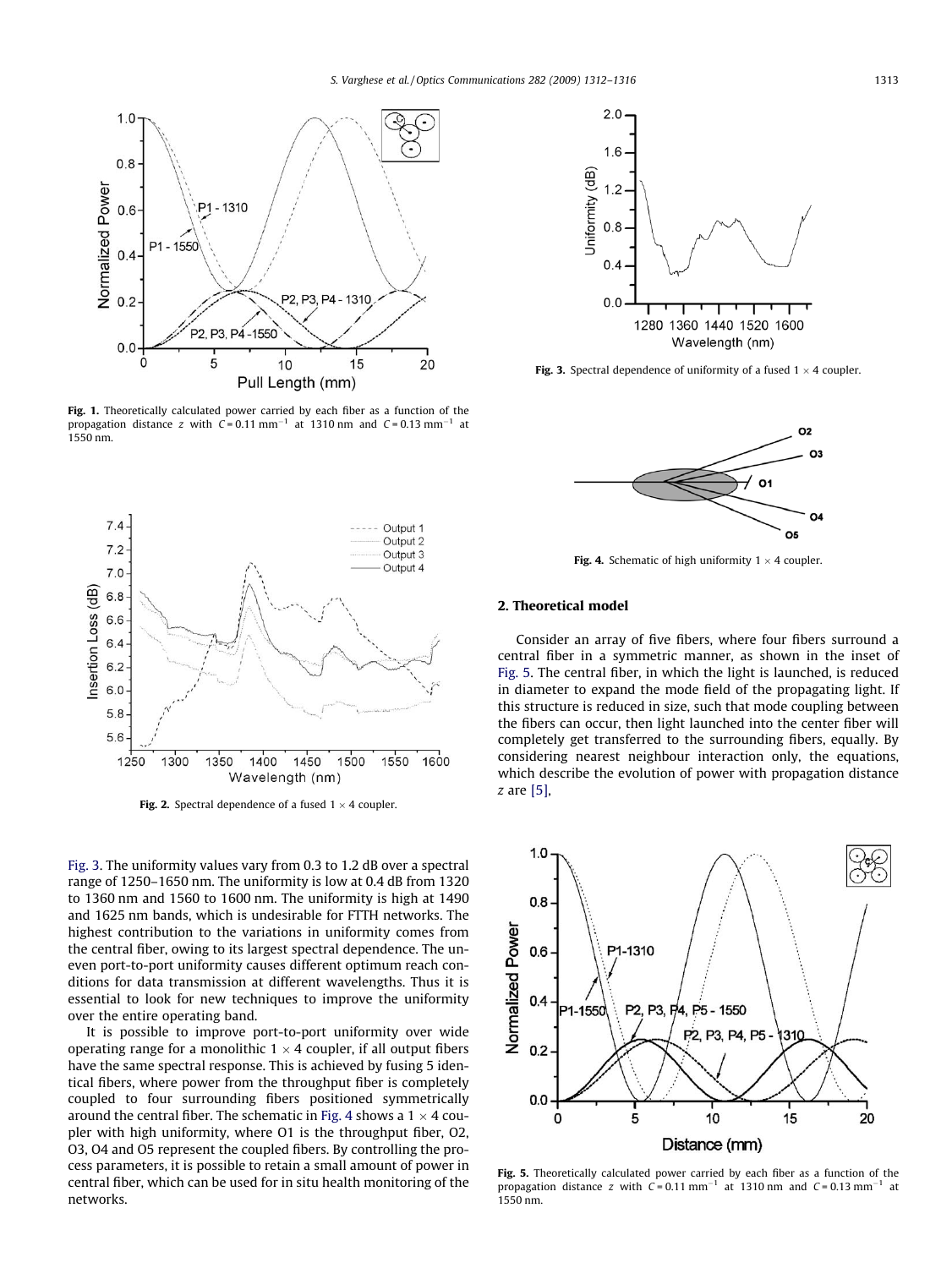Fig. 1. Theoretically calculated power carried by each fiber as a function of the propagation distance $z$ with $C = 0.11\ \text{mm}^{-1}$ at 1310 nm and $C = 0.13\ \text{mm}^{-1}$ at 1550 nm.

Fig. 2. Spectral dependence of a fused $1 \times 4$ coupler.

Fig. 3. The uniformity values vary from 0.3 to 1.2 dB over a spectral range of 1250–1650 nm. The uniformity is low at 0.4 dB from 1320 to 1360 nm and 1560 to 1600 nm. The uniformity is high at 1490 and 1625 nm bands, which is undesirable for FTTH networks. The highest contribution to the variations in uniformity comes from the central fiber, owing to its largest spectral dependence. The uneven port-to-port uniformity causes different optimum reach conditions for data transmission at different wavelengths. Thus it is essential to look for new techniques to improve the uniformity over the entire operating band.

It is possible to improve port-to-port uniformity over wide operating range for a monolithic $1 \times 4$ coupler, if all output fibers have the same spectral response. This is achieved by fusing 5 identical fibers, where power from the throughput fiber is completely coupled to four surrounding fibers positioned symmetrically around the central fiber. The schematic in Fig. 4 shows a $1 \times 4$ coupler with high uniformity, where O1 is the throughput fiber, O2, O3, O4 and O5 represent the coupled fibers. By controlling the process parameters, it is possible to retain a small amount of power in central fiber, which can be used for in situ health monitoring of the networks.

Fig. 3. Spectral dependence of uniformity of a fused $1 \times 4$ coupler.

Fig. 4. Schematic of high uniformity $1 \times 4$ coupler.

## 2. Theoretical model

Consider an array of five fibers, where four fibers surround a central fiber in a symmetric manner, as shown in the inset of Fig. 5. The central fiber, in which the light is launched, is reduced in diameter to expand the mode field of the propagating light. If this structure is reduced in size, such that mode coupling between the fibers can occur, then light launched into the center fiber will completely get transferred to the surrounding fibers, equally. By considering nearest neighbour interaction only, the equations, which describe the evolution of power with propagation distance $z$ are [5],

Fig. 5. Theoretically calculated power carried by each fiber as a function of the propagation distance $z$ with $C = 0.11\ \text{mm}^{-1}$ at 1310 nm and $C = 0.13\ \text{mm}^{-1}$ at 1550 nm.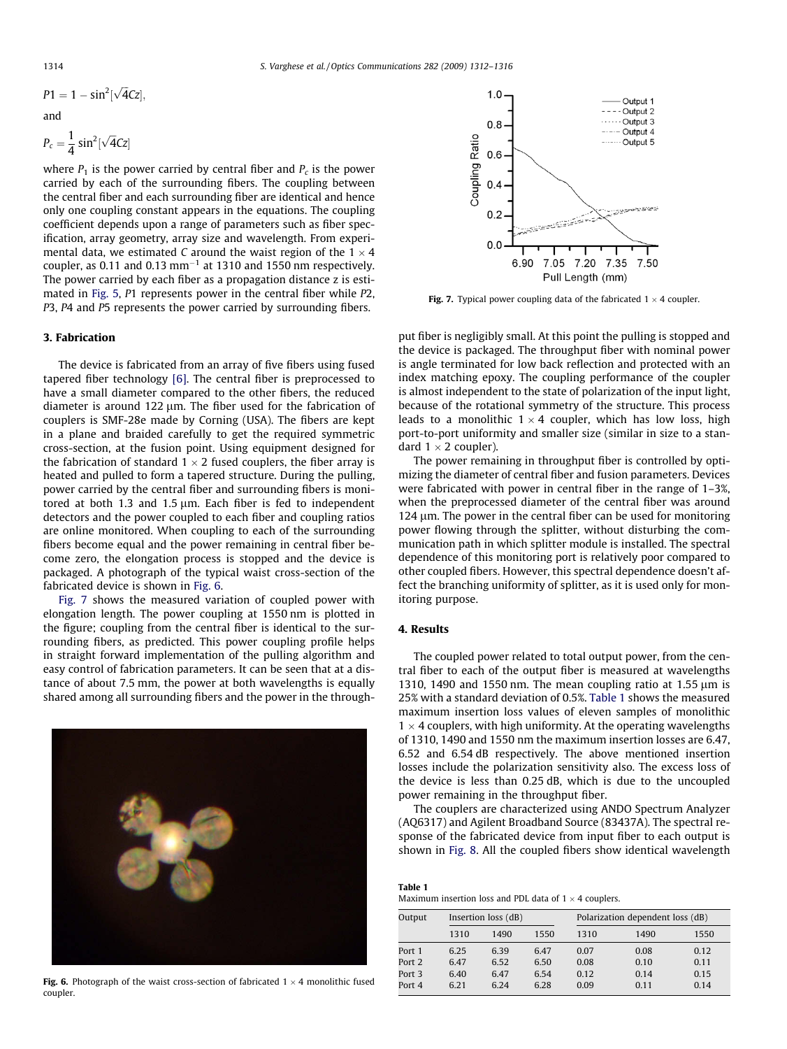$$P1 = 1 - \sin^2[\sqrt{4}Cz],$$

and

$$P_c = \frac{1}{4}\sin^2[\sqrt{4}Cz]$$

where $P_1$ is the power carried by central fiber and $P_c$ is the power carried by each of the surrounding fibers. The coupling between the central fiber and each surrounding fiber are identical and hence only one coupling constant appears in the equations. The coupling coefficient depends upon a range of parameters such as fiber specification, array geometry, array size and wavelength. From experimental data, we estimated $C$ around the waist region of the $1 \times 4$ coupler, as 0.11 and 0.13 $\text{mm}^{-1}$ at 1310 and 1550 nm respectively. The power carried by each fiber as a propagation distance z is estimated in Fig. 5, $P1$ represents power in the central fiber while $P2$, $P3$, $P4$ and $P5$ represents the power carried by surrounding fibers.

## 3. Fabrication

The device is fabricated from an array of five fibers using fused tapered fiber technology [6]. The central fiber is preprocessed to have a small diameter compared to the other fibers, the reduced diameter is around 122 μm. The fiber used for the fabrication of couplers is SMF-28e made by Corning (USA). The fibers are kept in a plane and braided carefully to get the required symmetric cross-section, at the fusion point. Using equipment designed for the fabrication of standard $1 \times 2$ fused couplers, the fiber array is heated and pulled to form a tapered structure. During the pulling, power carried by the central fiber and surrounding fibers is monitored at both 1.3 and 1.5 μm. Each fiber is fed to independent detectors and the power coupled to each fiber and coupling ratios are online monitored. When coupling to each of the surrounding fibers become equal and the power remaining in central fiber become zero, the elongation process is stopped and the device is packaged. A photograph of the typical waist cross-section of the fabricated device is shown in Fig. 6.

Fig. 7 shows the measured variation of coupled power with elongation length. The power coupling at 1550 nm is plotted in the figure; coupling from the central fiber is identical to the surrounding fibers, as predicted. This power coupling profile helps in straight forward implementation of the pulling algorithm and easy control of fabrication parameters. It can be seen that at a distance of about 7.5 mm, the power at both wavelengths is equally shared among all surrounding fibers and the power in the throughput fiber is negligibly small. At this point the pulling is stopped and the device is packaged. The throughput fiber with nominal power is angle terminated for low back reflection and protected with an index matching epoxy. The coupling performance of the coupler is almost independent to the state of polarization of the input light, because of the rotational symmetry of the structure. This process leads to a monolithic $1 \times 4$ coupler, which has low loss, high port-to-port uniformity and smaller size (similar in size to a standard $1 \times 2$ coupler).

Fig. 6. Photograph of the waist cross-section of fabricated $1 \times 4$ monolithic fused coupler.

Fig. 7. Typical power coupling data of the fabricated $1 \times 4$ coupler.

The power remaining in throughput fiber is controlled by optimizing the diameter of central fiber and fusion parameters. Devices were fabricated with power in central fiber in the range of 1–3%, when the preprocessed diameter of the central fiber was around 124 μm. The power in the central fiber can be used for monitoring power flowing through the splitter, without disturbing the communication path in which splitter module is installed. The spectral dependence of this monitoring port is relatively poor compared to other coupled fibers. However, this spectral dependence doesn't affect the branching uniformity of splitter, as it is used only for monitoring purpose.

## 4. Results

The coupled power related to total output power, from the central fiber to each of the output fiber is measured at wavelengths 1310, 1490 and 1550 nm. The mean coupling ratio at 1.55 μm is 25% with a standard deviation of 0.5%. Table 1 shows the measured maximum insertion loss values of eleven samples of monolithic $1 \times 4$ couplers, with high uniformity. At the operating wavelengths of 1310, 1490 and 1550 nm the maximum insertion losses are 6.47, 6.52 and 6.54 dB respectively. The above mentioned insertion losses include the polarization sensitivity also. The excess loss of the device is less than 0.25 dB, which is due to the uncoupled power remaining in the throughput fiber.

The couplers are characterized using ANDO Spectrum Analyzer (AQ6317) and Agilent Broadband Source (83437A). The spectral response of the fabricated device from input fiber to each output is shown in Fig. 8. All the coupled fibers show identical wavelength

**Table 1**
Maximum insertion loss and PDL data of $1 \times 4$ couplers.

| Output | Insertion loss (dB) | | | Polarization dependent loss (dB) | | |
|---|---|---|---|---|---|---|
| | 1310 | 1490 | 1550 | 1310 | 1490 | 1550 |
| Port 1 | 6.25 | 6.39 | 6.47 | 0.07 | 0.08 | 0.12 |
| Port 2 | 6.47 | 6.52 | 6.50 | 0.08 | 0.10 | 0.11 |
| Port 3 | 6.40 | 6.47 | 6.54 | 0.12 | 0.14 | 0.15 |
| Port 4 | 6.21 | 6.24 | 6.28 | 0.09 | 0.11 | 0.14 |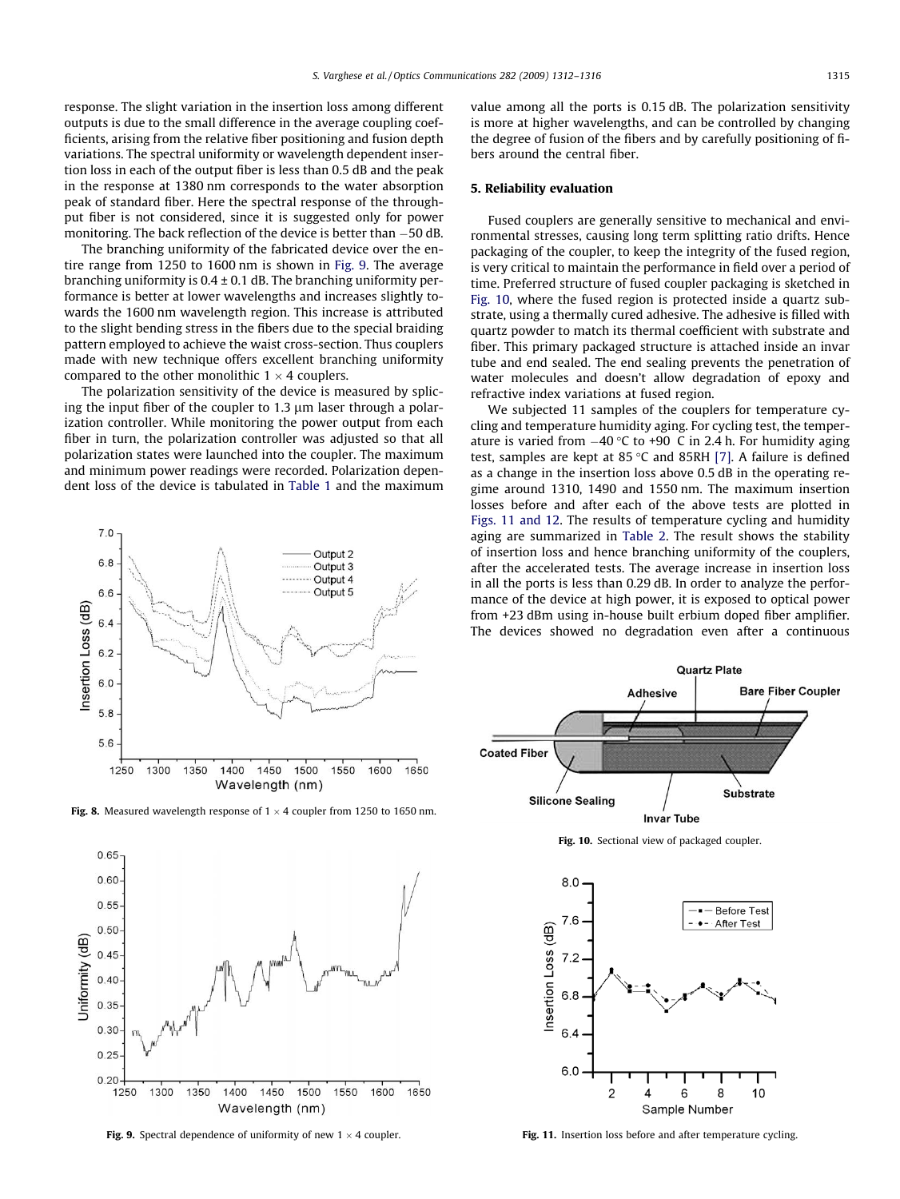response. The slight variation in the insertion loss among different outputs is due to the small difference in the average coupling coefficients, arising from the relative fiber positioning and fusion depth variations. The spectral uniformity or wavelength dependent insertion loss in each of the output fiber is less than 0.5 dB and the peak in the response at 1380 nm corresponds to the water absorption peak of standard fiber. Here the spectral response of the throughput fiber is not considered, since it is suggested only for power monitoring. The back reflection of the device is better than −50 dB.

The branching uniformity of the fabricated device over the entire range from 1250 to 1600 nm is shown in Fig. 9. The average branching uniformity is 0.4 ± 0.1 dB. The branching uniformity performance is better at lower wavelengths and increases slightly towards the 1600 nm wavelength region. This increase is attributed to the slight bending stress in the fibers due to the special braiding pattern employed to achieve the waist cross-section. Thus couplers made with new technique offers excellent branching uniformity compared to the other monolithic 1 × 4 couplers.

The polarization sensitivity of the device is measured by splicing the input fiber of the coupler to 1.3 μm laser through a polarization controller. While monitoring the power output from each fiber in turn, the polarization controller was adjusted so that all polarization states were launched into the coupler. The maximum and minimum power readings were recorded. Polarization dependent loss of the device is tabulated in Table 1 and the maximum value among all the ports is 0.15 dB. The polarization sensitivity is more at higher wavelengths, and can be controlled by changing the degree of fusion of the fibers and by carefully positioning of fibers around the central fiber.

**Fig. 8.** Measured wavelength response of 1 × 4 coupler from 1250 to 1650 nm.

**Fig. 9.** Spectral dependence of uniformity of new 1 × 4 coupler.

## 5. Reliability evaluation

Fused couplers are generally sensitive to mechanical and environmental stresses, causing long term splitting ratio drifts. Hence packaging of the coupler, to keep the integrity of the fused region, is very critical to maintain the performance in field over a period of time. Preferred structure of fused coupler packaging is sketched in Fig. 10, where the fused region is protected inside a quartz substrate, using a thermally cured adhesive. The adhesive is filled with quartz powder to match its thermal coefficient with substrate and fiber. This primary packaged structure is attached inside an invar tube and end sealed. The end sealing prevents the penetration of water molecules and doesn't allow degradation of epoxy and refractive index variations at fused region.

We subjected 11 samples of the couplers for temperature cycling and temperature humidity aging. For cycling test, the temperature is varied from −40 °C to +90 C in 2.4 h. For humidity aging test, samples are kept at 85 °C and 85RH [7]. A failure is defined as a change in the insertion loss above 0.5 dB in the operating regime around 1310, 1490 and 1550 nm. The maximum insertion losses before and after each of the above tests are plotted in Figs. 11 and 12. The results of temperature cycling and humidity aging are summarized in Table 2. The result shows the stability of insertion loss and hence branching uniformity of the couplers, after the accelerated tests. The average increase in insertion loss in all the ports is less than 0.29 dB. In order to analyze the performance of the device at high power, it is exposed to optical power from +23 dBm using in-house built erbium doped fiber amplifier. The devices showed no degradation even after a continuous

**Fig. 10.** Sectional view of packaged coupler.

**Fig. 11.** Insertion loss before and after temperature cycling.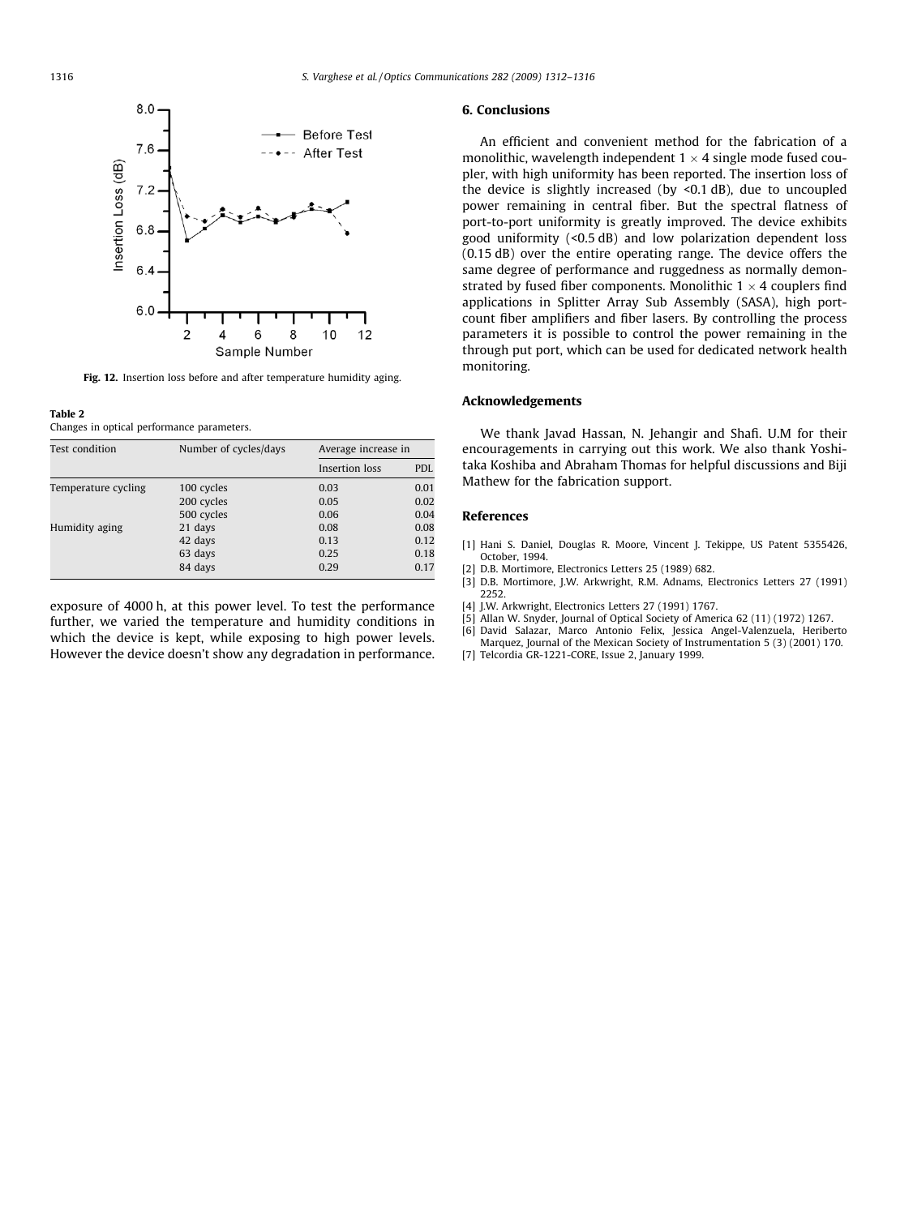8.0
7.6
7.2
6.8
6.4
6.0
Insertion Loss (dB)
Before Test
After Test
2 4 6 8 10 12
Sample Number

**Fig. 12.** Insertion loss before and after temperature humidity aging.

**Table 2**
Changes in optical performance parameters.

| Test condition | Number of cycles/days | Average increase in | |
|---|---|---|---|
| | | Insertion loss | PDL |
| Temperature cycling | 100 cycles | 0.03 | 0.01 |
| | 200 cycles | 0.05 | 0.02 |
| | 500 cycles | 0.06 | 0.04 |
| Humidity aging | 21 days | 0.08 | 0.08 |
| | 42 days | 0.13 | 0.12 |
| | 63 days | 0.25 | 0.18 |
| | 84 days | 0.29 | 0.17 |

exposure of 4000 h, at this power level. To test the performance further, we varied the temperature and humidity conditions in which the device is kept, while exposing to high power levels. However the device doesn't show any degradation in performance.

## 6. Conclusions

An efficient and convenient method for the fabrication of a monolithic, wavelength independent $1 \times 4$ single mode fused coupler, with high uniformity has been reported. The insertion loss of the device is slightly increased (by <0.1 dB), due to uncoupled power remaining in central fiber. But the spectral flatness of port-to-port uniformity is greatly improved. The device exhibits good uniformity (<0.5 dB) and low polarization dependent loss (0.15 dB) over the entire operating range. The device offers the same degree of performance and ruggedness as normally demonstrated by fused fiber components. Monolithic $1 \times 4$ couplers find applications in Splitter Array Sub Assembly (SASA), high port-count fiber amplifiers and fiber lasers. By controlling the process parameters it is possible to control the power remaining in the through put port, which can be used for dedicated network health monitoring.

## Acknowledgements

We thank Javad Hassan, N. Jehangir and Shafi. U.M for their encouragements in carrying out this work. We also thank Yoshitaka Koshiba and Abraham Thomas for helpful discussions and Biji Mathew for the fabrication support.

## References

[1] Hani S. Daniel, Douglas R. Moore, Vincent J. Tekippe, US Patent 5355426, October, 1994.
[2] D.B. Mortimore, Electronics Letters 25 (1989) 682.
[3] D.B. Mortimore, J.W. Arkwright, R.M. Adnams, Electronics Letters 27 (1991) 2252.
[4] J.W. Arkwright, Electronics Letters 27 (1991) 1767.
[5] Allan W. Snyder, Journal of Optical Society of America 62 (11) (1972) 1267.
[6] David Salazar, Marco Antonio Felix, Jessica Angel-Valenzuela, Heriberto Marquez, Journal of the Mexican Society of Instrumentation 5 (3) (2001) 170.
[7] Telcordia GR-1221-CORE, Issue 2, January 1999.